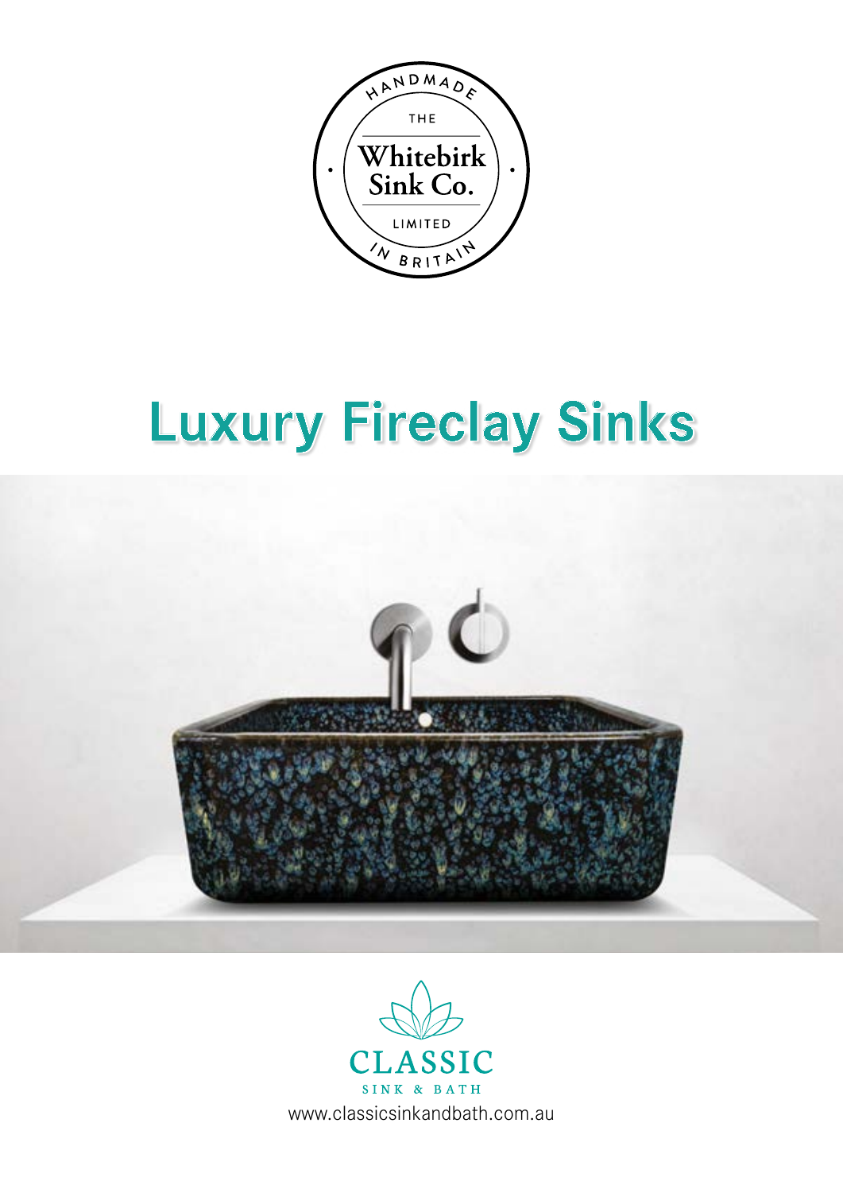HANDMADE

THE

Whitebirk Sink Co.

LIMITED

IN BRITAIN

# Luxury Fireclay Sinks

CLASSIC

SINK & BATH

www.classicsinkandbath.com.au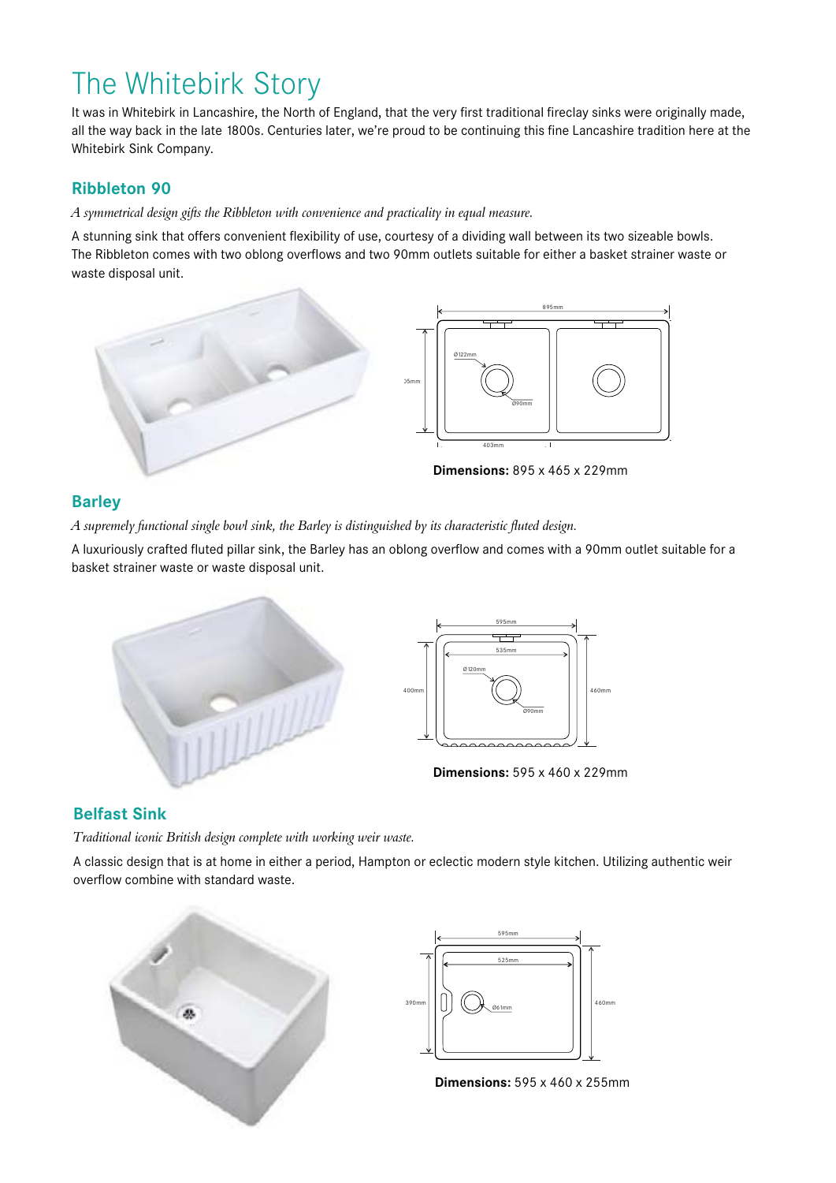# The Whitebirk Story

It was in Whitebirk in Lancashire, the North of England, that the very first traditional fireclay sinks were originally made, all the way back in the late 1800s. Centuries later, we're proud to be continuing this fine Lancashire tradition here at the Whitebirk Sink Company.

## Ribbleton 90

*A symmetrical design gifts the Ribbleton with convenience and practicality in equal measure.*

A stunning sink that offers convenient flexibility of use, courtesy of a dividing wall between its two sizeable bowls. The Ribbleton comes with two oblong overflows and two 90mm outlets suitable for either a basket strainer waste or waste disposal unit.

**Dimensions:** 895 x 465 x 229mm

## Barley

*A supremely functional single bowl sink, the Barley is distinguished by its characteristic fluted design.*

A luxuriously crafted fluted pillar sink, the Barley has an oblong overflow and comes with a 90mm outlet suitable for a basket strainer waste or waste disposal unit.

**Dimensions:** 595 x 460 x 229mm

## Belfast Sink

*Traditional iconic British design complete with working weir waste.*

A classic design that is at home in either a period, Hampton or eclectic modern style kitchen. Utilizing authentic weir overflow combine with standard waste.

**Dimensions:** 595 x 460 x 255mm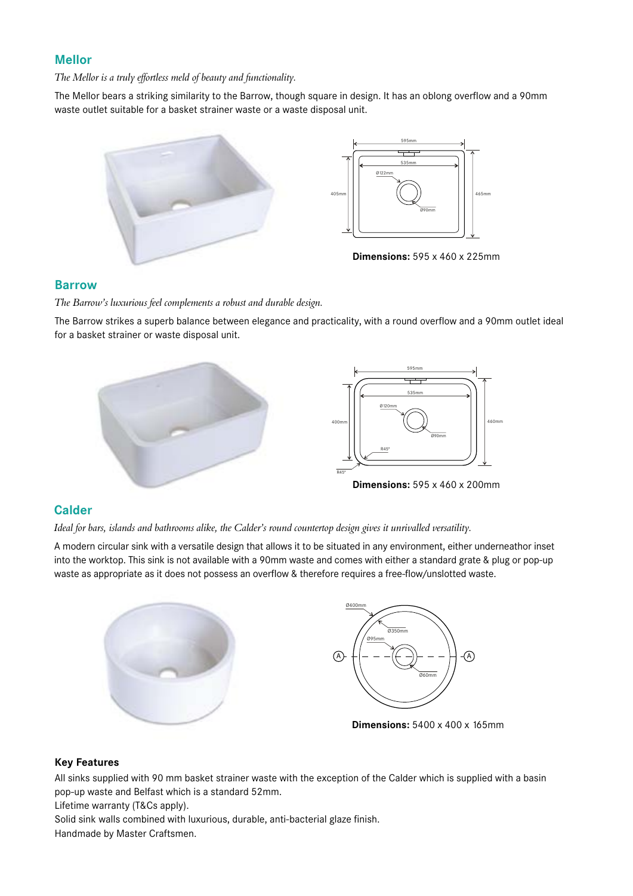## Mellor

*The Mellor is a truly effortless meld of beauty and functionality.*

The Mellor bears a striking similarity to the Barrow, though square in design. It has an oblong overflow and a 90mm waste outlet suitable for a basket strainer waste or a waste disposal unit.

**Dimensions:** 595 x 460 x 225mm

## Barrow

*The Barrow's luxurious feel complements a robust and durable design.*

The Barrow strikes a superb balance between elegance and practicality, with a round overflow and a 90mm outlet ideal for a basket strainer or waste disposal unit.

**Dimensions:** 595 x 460 x 200mm

## Calder

*Ideal for bars, islands and bathrooms alike, the Calder's round countertop design gives it unrivalled versatility.*

A modern circular sink with a versatile design that allows it to be situated in any environment, either underneathor inset into the worktop. This sink is not available with a 90mm waste and comes with either a standard grate & plug or pop-up waste as appropriate as it does not possess an overflow & therefore requires a free-flow/unslotted waste.

**Dimensions:** 5400 x 400 x 165mm

### Key Features

All sinks supplied with 90 mm basket strainer waste with the exception of the Calder which is supplied with a basin pop-up waste and Belfast which is a standard 52mm.

Lifetime warranty (T&Cs apply).

Solid sink walls combined with luxurious, durable, anti-bacterial glaze finish.

Handmade by Master Craftsmen.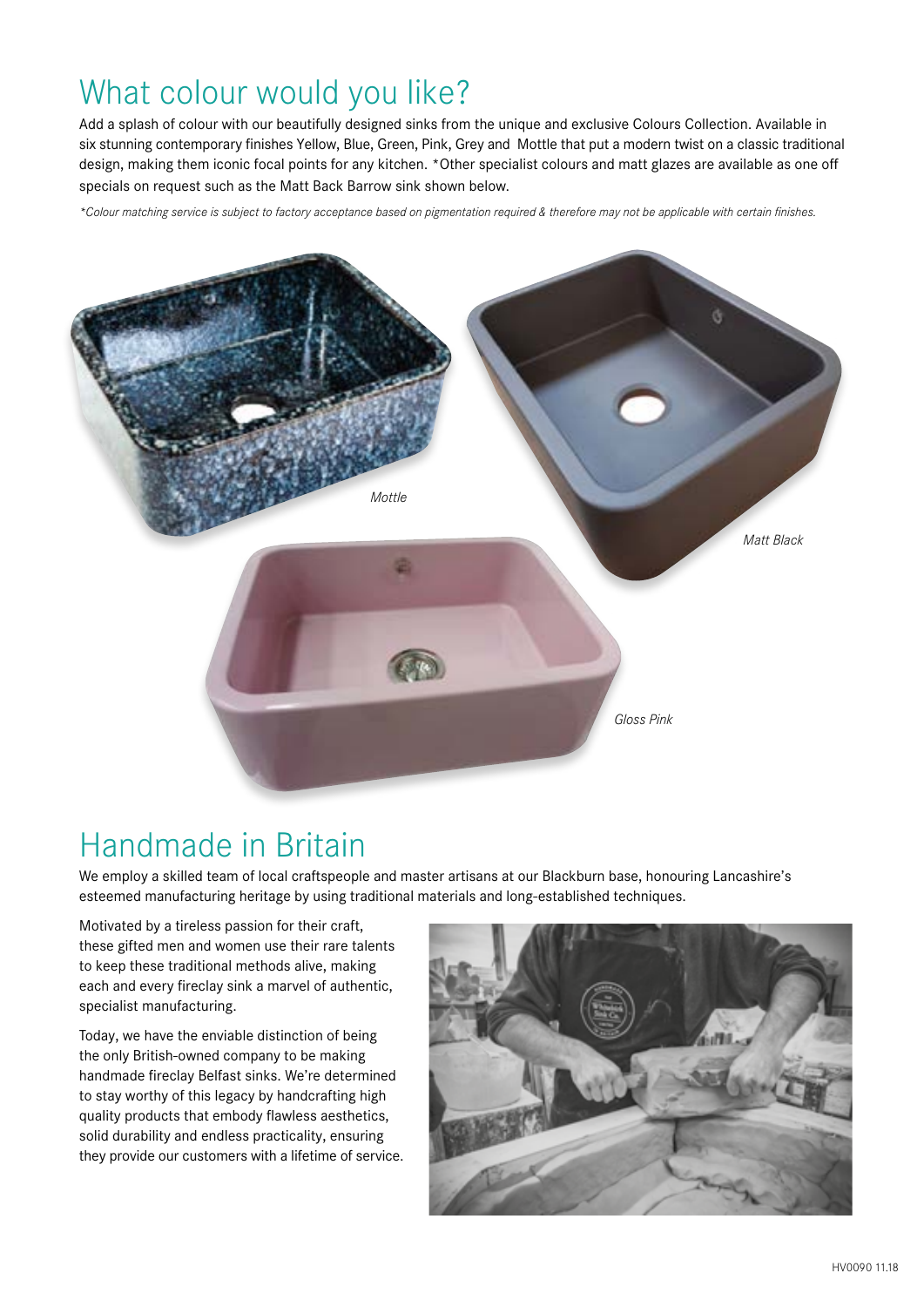## What colour would you like?

Add a splash of colour with our beautifully designed sinks from the unique and exclusive Colours Collection. Available in six stunning contemporary finishes Yellow, Blue, Green, Pink, Grey and  Mottle that put a modern twist on a classic traditional design, making them iconic focal points for any kitchen. *Other specialist colours and matt glazes are available as one off specials on request such as the Matt Back Barrow sink shown below.

*\*Colour matching service is subject to factory acceptance based on pigmentation required & therefore may not be applicable with certain finishes.*

*Mottle*

*Matt Black*

*Gloss Pink*

## Handmade in Britain

We employ a skilled team of local craftspeople and master artisans at our Blackburn base, honouring Lancashire's esteemed manufacturing heritage by using traditional materials and long-established techniques.

Motivated by a tireless passion for their craft, these gifted men and women use their rare talents to keep these traditional methods alive, making each and every fireclay sink a marvel of authentic, specialist manufacturing.

Today, we have the enviable distinction of being the only British-owned company to be making handmade fireclay Belfast sinks. We're determined to stay worthy of this legacy by handcrafting high quality products that embody flawless aesthetics, solid durability and endless practicality, ensuring they provide our customers with a lifetime of service.

HV0090 11.18